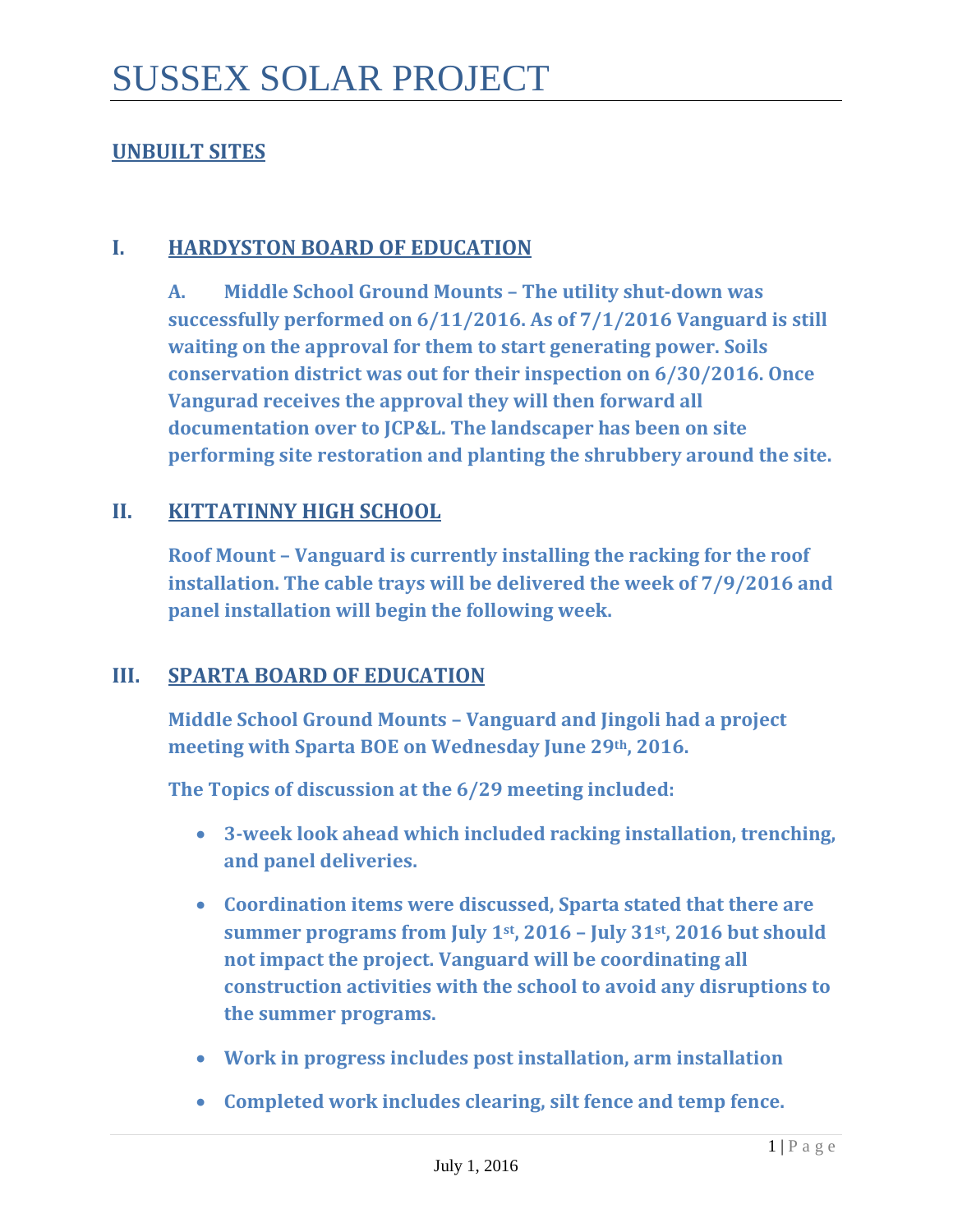# SUSSEX SOLAR PROJECT

## UNBUILT SITES

## I. HARDYSTON BOARD OF EDUCATION

**A. Middle School Ground Mounts – The utility shut-down was successfully performed on 6/11/2016. As of 7/1/2016 Vanguard is still waiting on the approval for them to start generating power. Soils conservation district was out for their inspection on 6/30/2016. Once Vangurad receives the approval they will then forward all documentation over to JCP&L. The landscaper has been on site performing site restoration and planting the shrubbery around the site.**

## II. KITTATINNY HIGH SCHOOL

**Roof Mount – Vanguard is currently installing the racking for the roof installation. The cable trays will be delivered the week of 7/9/2016 and panel installation will begin the following week.**

## III. SPARTA BOARD OF EDUCATION

**Middle School Ground Mounts – Vanguard and Jingoli had a project meeting with Sparta BOE on Wednesday June 29th, 2016.**

**The Topics of discussion at the 6/29 meeting included:**

- **3-week look ahead which included racking installation, trenching, and panel deliveries.**
- **Coordination items were discussed, Sparta stated that there are summer programs from July 1st, 2016 – July 31st, 2016 but should not impact the project. Vanguard will be coordinating all construction activities with the school to avoid any disruptions to the summer programs.**
- **Work in progress includes post installation, arm installation**
- **Completed work includes clearing, silt fence and temp fence.**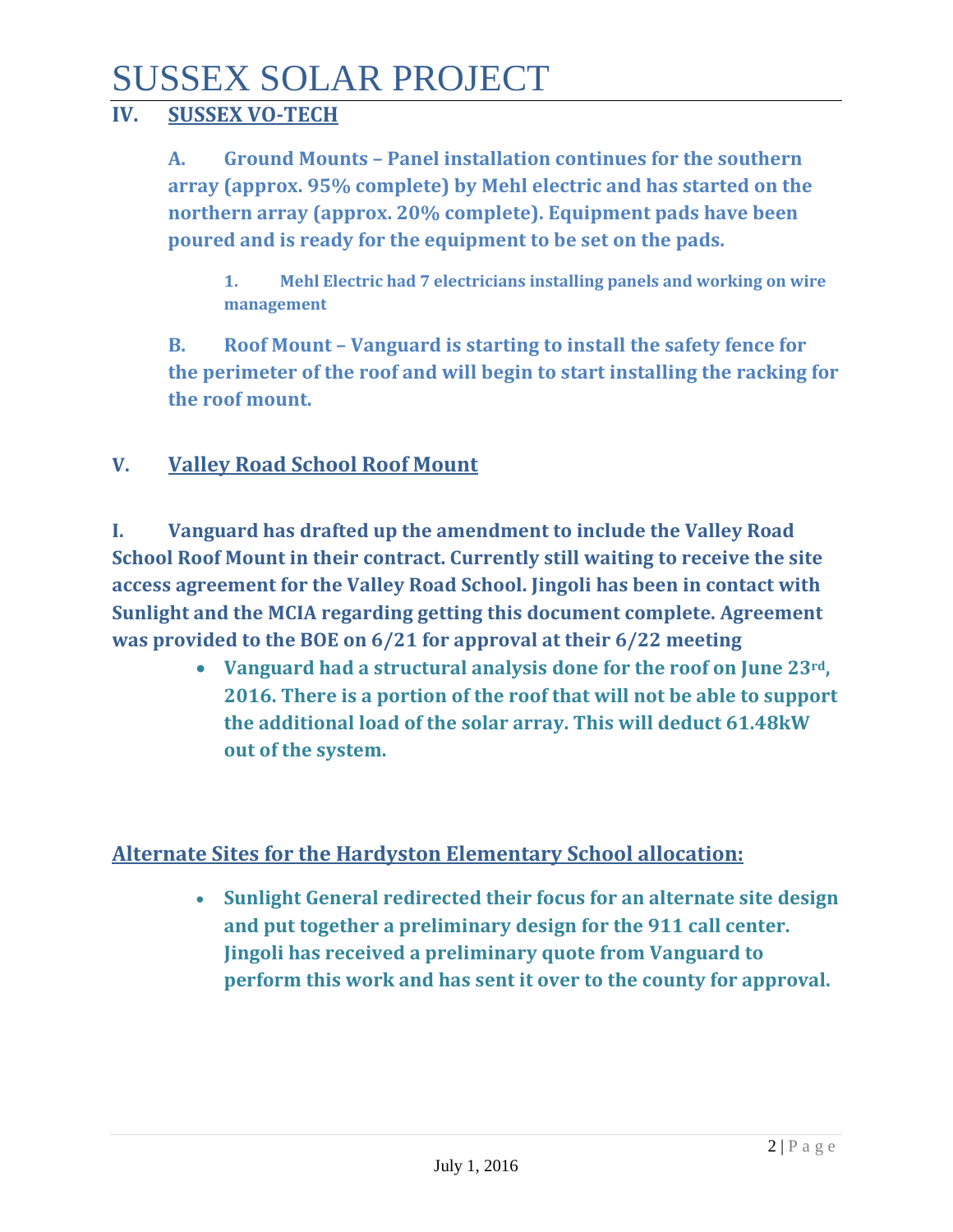## IV. SUSSEX VO-TECH

**A. Ground Mounts – Panel installation continues for the southern array (approx. 95% complete) by Mehl electric and has started on the northern array (approx. 20% complete). Equipment pads have been poured and is ready for the equipment to be set on the pads.**

**1. Mehl Electric had 7 electricians installing panels and working on wire management**

**B. Roof Mount – Vanguard is starting to install the safety fence for the perimeter of the roof and will begin to start installing the racking for the roof mount.**

## V. Valley Road School Roof Mount

**I. Vanguard has drafted up the amendment to include the Valley Road School Roof Mount in their contract. Currently still waiting to receive the site access agreement for the Valley Road School. Jingoli has been in contact with Sunlight and the MCIA regarding getting this document complete. Agreement was provided to the BOE on 6/21 for approval at their 6/22 meeting**

- **Vanguard had a structural analysis done for the roof on June 23rd, 2016. There is a portion of the roof that will not be able to support the additional load of the solar array. This will deduct 61.48kW out of the system.**

## Alternate Sites for the Hardyston Elementary School allocation:

- **Sunlight General redirected their focus for an alternate site design and put together a preliminary design for the 911 call center. Jingoli has received a preliminary quote from Vanguard to perform this work and has sent it over to the county for approval.**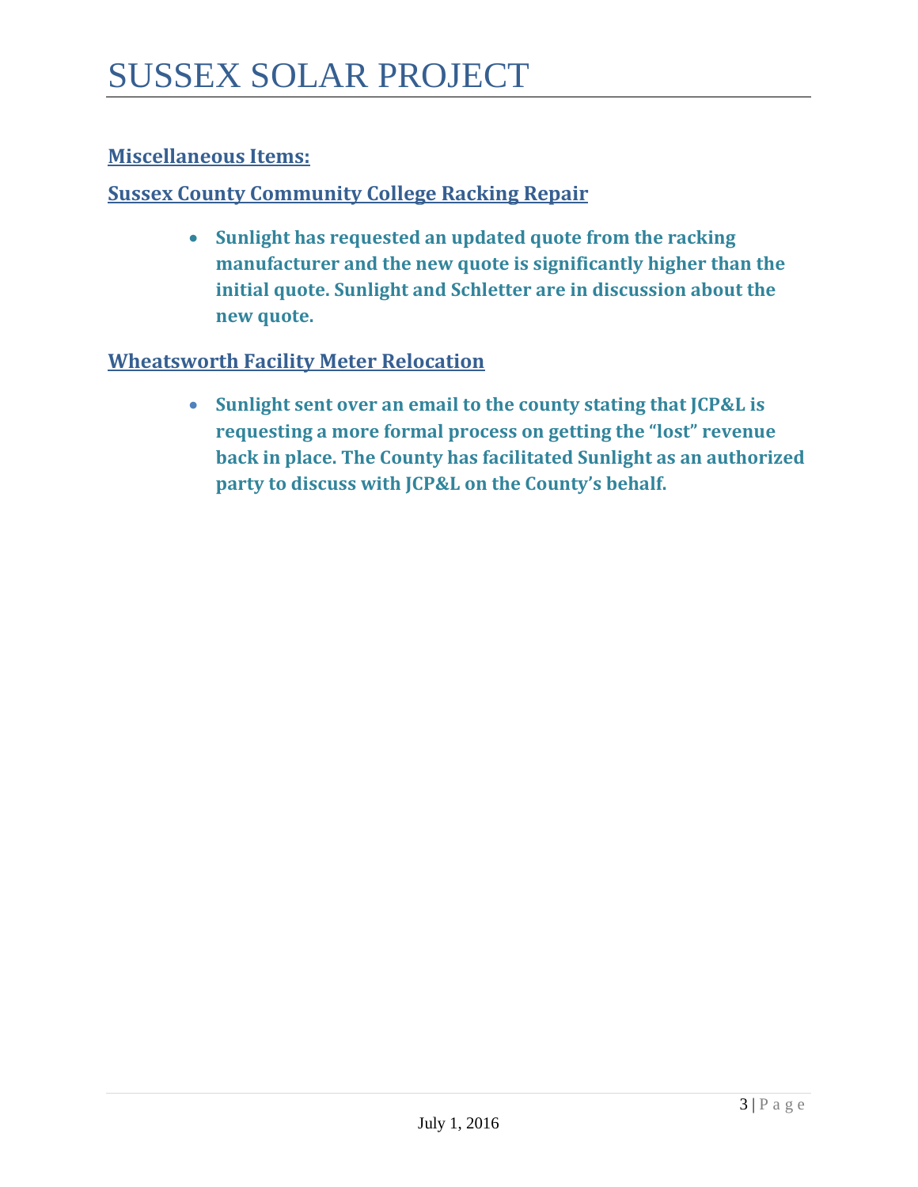# SUSSEX SOLAR PROJECT

## Miscellaneous Items:

## Sussex County Community College Racking Repair

- **Sunlight has requested an updated quote from the racking manufacturer and the new quote is significantly higher than the initial quote. Sunlight and Schletter are in discussion about the new quote.**

## Wheatsworth Facility Meter Relocation

- **Sunlight sent over an email to the county stating that JCP&L is requesting a more formal process on getting the "lost" revenue back in place. The County has facilitated Sunlight as an authorized party to discuss with JCP&L on the County's behalf.**